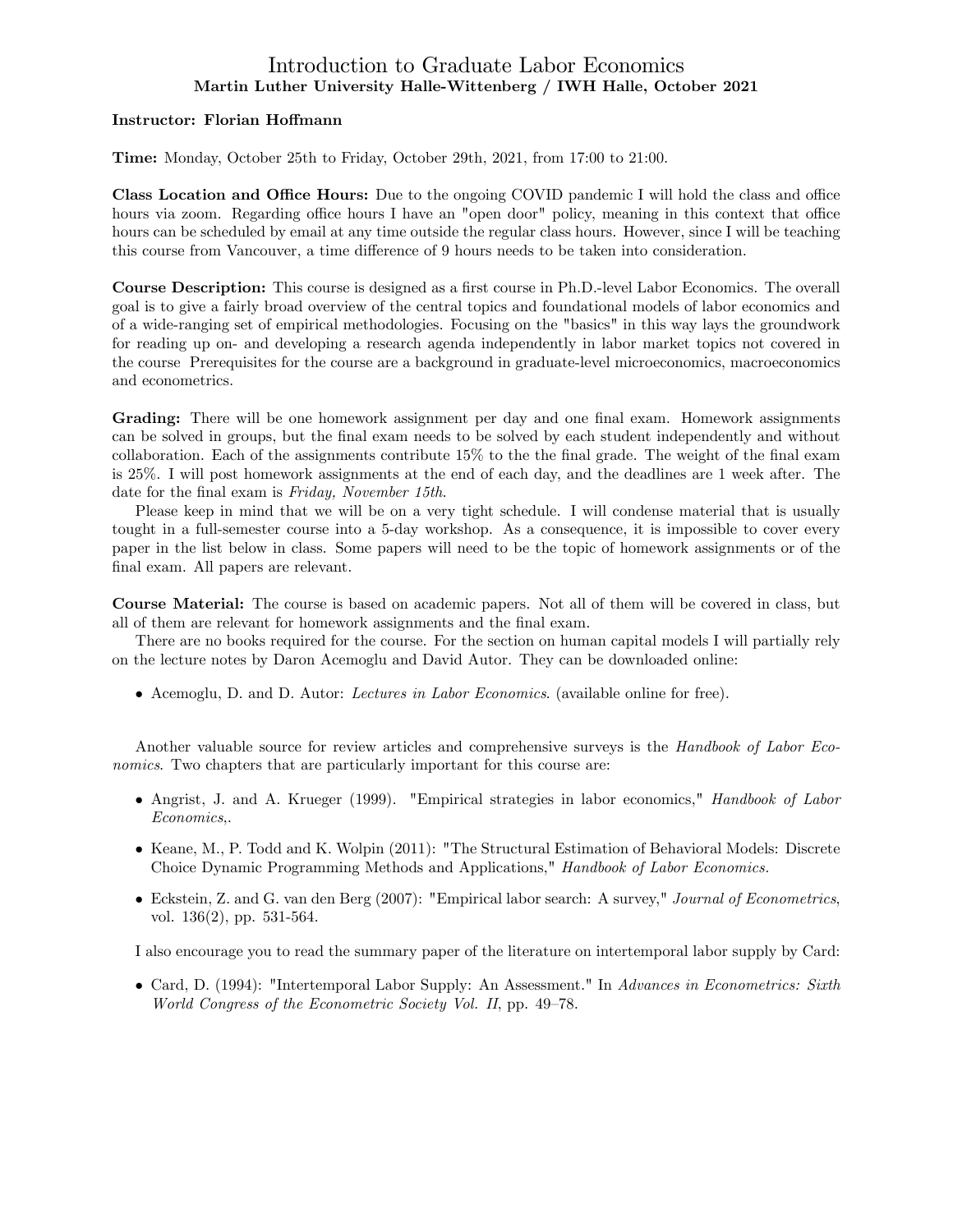# Introduction to Graduate Labor Economics

**Martin Luther University Halle-Wittenberg / IWH Halle, October 2021**

**Instructor: Florian Hoffmann**

**Time:** Monday, October 25th to Friday, October 29th, 2021, from 17:00 to 21:00.

**Class Location and Office Hours:** Due to the ongoing COVID pandemic I will hold the class and office hours via zoom. Regarding office hours I have an "open door" policy, meaning in this context that office hours can be scheduled by email at any time outside the regular class hours. However, since I will be teaching this course from Vancouver, a time difference of 9 hours needs to be taken into consideration.

**Course Description:** This course is designed as a first course in Ph.D.-level Labor Economics. The overall goal is to give a fairly broad overview of the central topics and foundational models of labor economics and of a wide-ranging set of empirical methodologies. Focusing on the "basics" in this way lays the groundwork for reading up on- and developing a research agenda independently in labor market topics not covered in the course Prerequisites for the course are a background in graduate-level microeconomics, macroeconomics and econometrics.

**Grading:** There will be one homework assignment per day and one final exam. Homework assignments can be solved in groups, but the final exam needs to be solved by each student independently and without collaboration. Each of the assignments contribute 15% to the the final grade. The weight of the final exam is 25%. I will post homework assignments at the end of each day, and the deadlines are 1 week after. The date for the final exam is *Friday, November 15th*.

Please keep in mind that we will be on a very tight schedule. I will condense material that is usually tought in a full-semester course into a 5-day workshop. As a consequence, it is impossible to cover every paper in the list below in class. Some papers will need to be the topic of homework assignments or of the final exam. All papers are relevant.

**Course Material:** The course is based on academic papers. Not all of them will be covered in class, but all of them are relevant for homework assignments and the final exam.

There are no books required for the course. For the section on human capital models I will partially rely on the lecture notes by Daron Acemoglu and David Autor. They can be downloaded online:

- Acemoglu, D. and D. Autor: *Lectures in Labor Economics*. (available online for free).

Another valuable source for review articles and comprehensive surveys is the *Handbook of Labor Economics*. Two chapters that are particularly important for this course are:

- Angrist, J. and A. Krueger (1999). "Empirical strategies in labor economics," *Handbook of Labor Economics*,.
- Keane, M., P. Todd and K. Wolpin (2011): "The Structural Estimation of Behavioral Models: Discrete Choice Dynamic Programming Methods and Applications," *Handbook of Labor Economics.*
- Eckstein, Z. and G. van den Berg (2007): "Empirical labor search: A survey," *Journal of Econometrics*, vol. 136(2), pp. 531-564.

I also encourage you to read the summary paper of the literature on intertemporal labor supply by Card:

- Card, D. (1994): "Intertemporal Labor Supply: An Assessment." In *Advances in Econometrics: Sixth World Congress of the Econometric Society Vol. II*, pp. 49–78.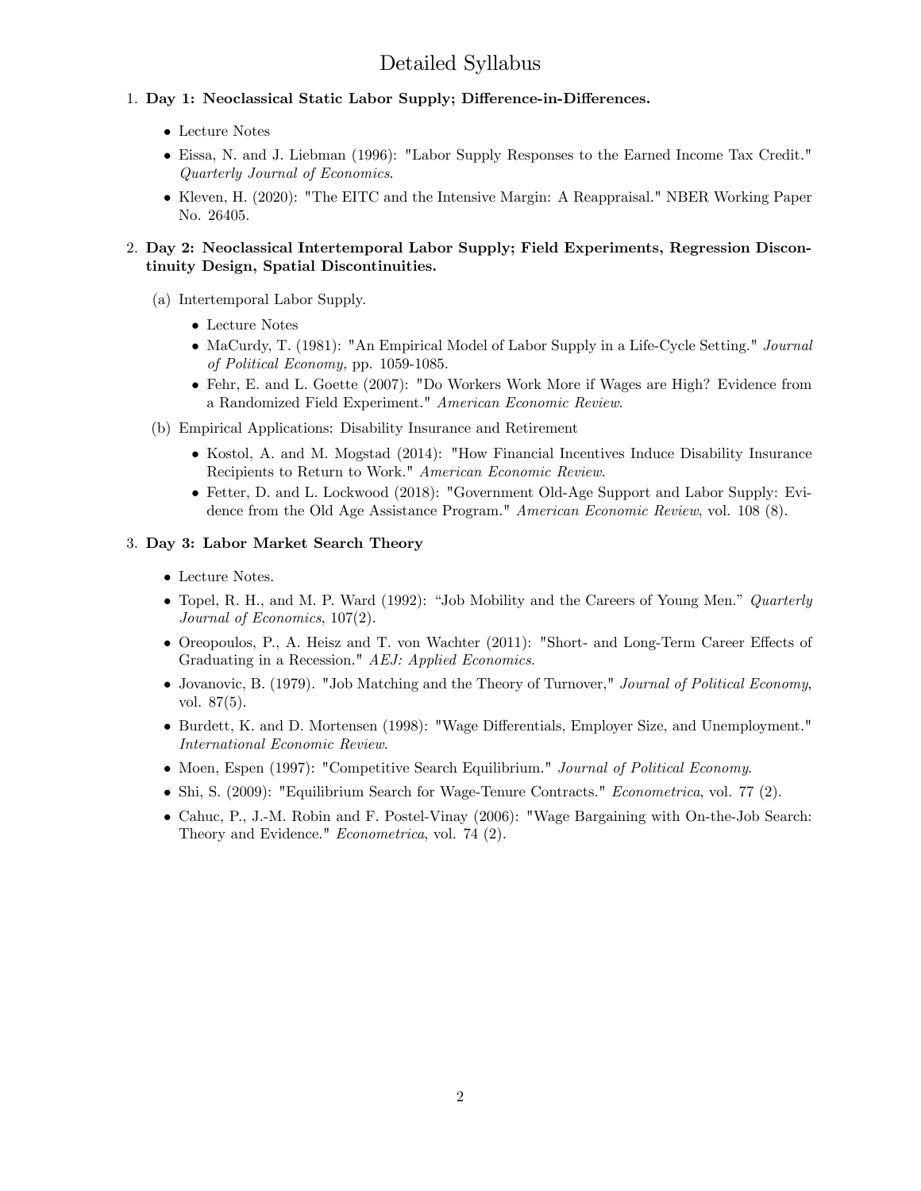# Detailed Syllabus

1. **Day 1: Neoclassical Static Labor Supply; Difference-in-Differences.**

   - Lecture Notes
   - Eissa, N. and J. Liebman (1996): "Labor Supply Responses to the Earned Income Tax Credit." *Quarterly Journal of Economics*.
   - Kleven, H. (2020): "The EITC and the Intensive Margin: A Reappraisal." NBER Working Paper No. 26405.

2. **Day 2: Neoclassical Intertemporal Labor Supply; Field Experiments, Regression Discontinuity Design, Spatial Discontinuities.**

   (a) Intertemporal Labor Supply.

   - Lecture Notes
   - MaCurdy, T. (1981): "An Empirical Model of Labor Supply in a Life-Cycle Setting." *Journal of Political Economy,* pp. 1059-1085.
   - Fehr, E. and L. Goette (2007): "Do Workers Work More if Wages are High? Evidence from a Randomized Field Experiment." *American Economic Review*.

   (b) Empirical Applications: Disability Insurance and Retirement

   - Kostol, A. and M. Mogstad (2014): "How Financial Incentives Induce Disability Insurance Recipients to Return to Work." *American Economic Review*.
   - Fetter, D. and L. Lockwood (2018): "Government Old-Age Support and Labor Supply: Evidence from the Old Age Assistance Program." *American Economic Review*, vol. 108 (8).

3. **Day 3: Labor Market Search Theory**

   - Lecture Notes.
   - Topel, R. H., and M. P. Ward (1992): "Job Mobility and the Careers of Young Men." *Quarterly Journal of Economics*, 107(2).
   - Oreopoulos, P., A. Heisz and T. von Wachter (2011): "Short- and Long-Term Career Effects of Graduating in a Recession." *AEJ: Applied Economics*.
   - Jovanovic, B. (1979). "Job Matching and the Theory of Turnover," *Journal of Political Economy*, vol. 87(5).
   - Burdett, K. and D. Mortensen (1998): "Wage Differentials, Employer Size, and Unemployment." *International Economic Review*.
   - Moen, Espen (1997): "Competitive Search Equilibrium." *Journal of Political Economy*.
   - Shi, S. (2009): "Equilibrium Search for Wage-Tenure Contracts." *Econometrica*, vol. 77 (2).
   - Cahuc, P., J.-M. Robin and F. Postel-Vinay (2006): "Wage Bargaining with On-the-Job Search: Theory and Evidence." *Econometrica*, vol. 74 (2).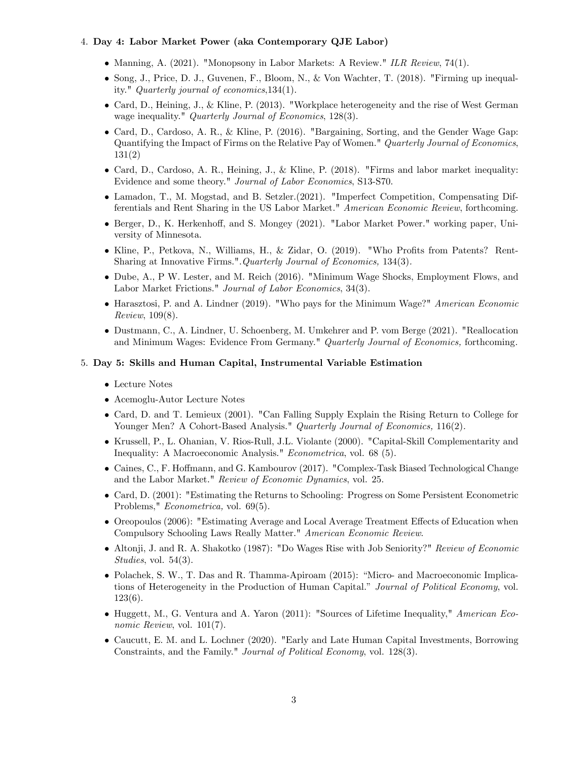4. **Day 4: Labor Market Power (aka Contemporary QJE Labor)**

   - Manning, A. (2021). "Monopsony in Labor Markets: A Review." *ILR Review*, 74(1).
   - Song, J., Price, D. J., Guvenen, F., Bloom, N., & Von Wachter, T. (2018). "Firming up inequality." *Quarterly journal of economics*,134(1).
   - Card, D., Heining, J., & Kline, P. (2013). "Workplace heterogeneity and the rise of West German wage inequality." *Quarterly Journal of Economics*, 128(3).
   - Card, D., Cardoso, A. R., & Kline, P. (2016). "Bargaining, Sorting, and the Gender Wage Gap: Quantifying the Impact of Firms on the Relative Pay of Women." *Quarterly Journal of Economics*, 131(2)
   - Card, D., Cardoso, A. R., Heining, J., & Kline, P. (2018). "Firms and labor market inequality: Evidence and some theory." *Journal of Labor Economics*, S13-S70.
   - Lamadon, T., M. Mogstad, and B. Setzler.(2021). "Imperfect Competition, Compensating Differentials and Rent Sharing in the US Labor Market." *American Economic Review*, forthcoming.
   - Berger, D., K. Herkenhoff, and S. Mongey (2021). "Labor Market Power." working paper, University of Minnesota.
   - Kline, P., Petkova, N., Williams, H., & Zidar, O. (2019). "Who Profits from Patents? Rent-Sharing at Innovative Firms.".*Quarterly Journal of Economics,* 134(3).
   - Dube, A., P W. Lester, and M. Reich (2016). "Minimum Wage Shocks, Employment Flows, and Labor Market Frictions." *Journal of Labor Economics*, 34(3).
   - Harasztosi, P. and A. Lindner (2019). "Who pays for the Minimum Wage?" *American Economic Review*, 109(8).
   - Dustmann, C., A. Lindner, U. Schoenberg, M. Umkehrer and P. vom Berge (2021). "Reallocation and Minimum Wages: Evidence From Germany." *Quarterly Journal of Economics,* forthcoming.

5. **Day 5: Skills and Human Capital, Instrumental Variable Estimation**

   - Lecture Notes
   - Acemoglu-Autor Lecture Notes
   - Card, D. and T. Lemieux (2001). "Can Falling Supply Explain the Rising Return to College for Younger Men? A Cohort-Based Analysis." *Quarterly Journal of Economics,* 116(2).
   - Krussell, P., L. Ohanian, V. Rios-Rull, J.L. Violante (2000). "Capital-Skill Complementarity and Inequality: A Macroeconomic Analysis." *Econometrica*, vol. 68 (5).
   - Caines, C., F. Hoffmann, and G. Kambourov (2017). "Complex-Task Biased Technological Change and the Labor Market." *Review of Economic Dynamics*, vol. 25.
   - Card, D. (2001): "Estimating the Returns to Schooling: Progress on Some Persistent Econometric Problems," *Econometrica,* vol. 69(5).
   - Oreopoulos (2006): "Estimating Average and Local Average Treatment Effects of Education when Compulsory Schooling Laws Really Matter." *American Economic Review*.
   - Altonji, J. and R. A. Shakotko (1987): "Do Wages Rise with Job Seniority?" *Review of Economic Studies*, vol. 54(3).
   - Polachek, S. W., T. Das and R. Thamma-Apiroam (2015): "Micro- and Macroeconomic Implications of Heterogeneity in the Production of Human Capital." *Journal of Political Economy*, vol. 123(6).
   - Huggett, M., G. Ventura and A. Yaron (2011): "Sources of Lifetime Inequality," *American Economic Review*, vol. 101(7).
   - Caucutt, E. M. and L. Lochner (2020). "Early and Late Human Capital Investments, Borrowing Constraints, and the Family." *Journal of Political Economy*, vol. 128(3).